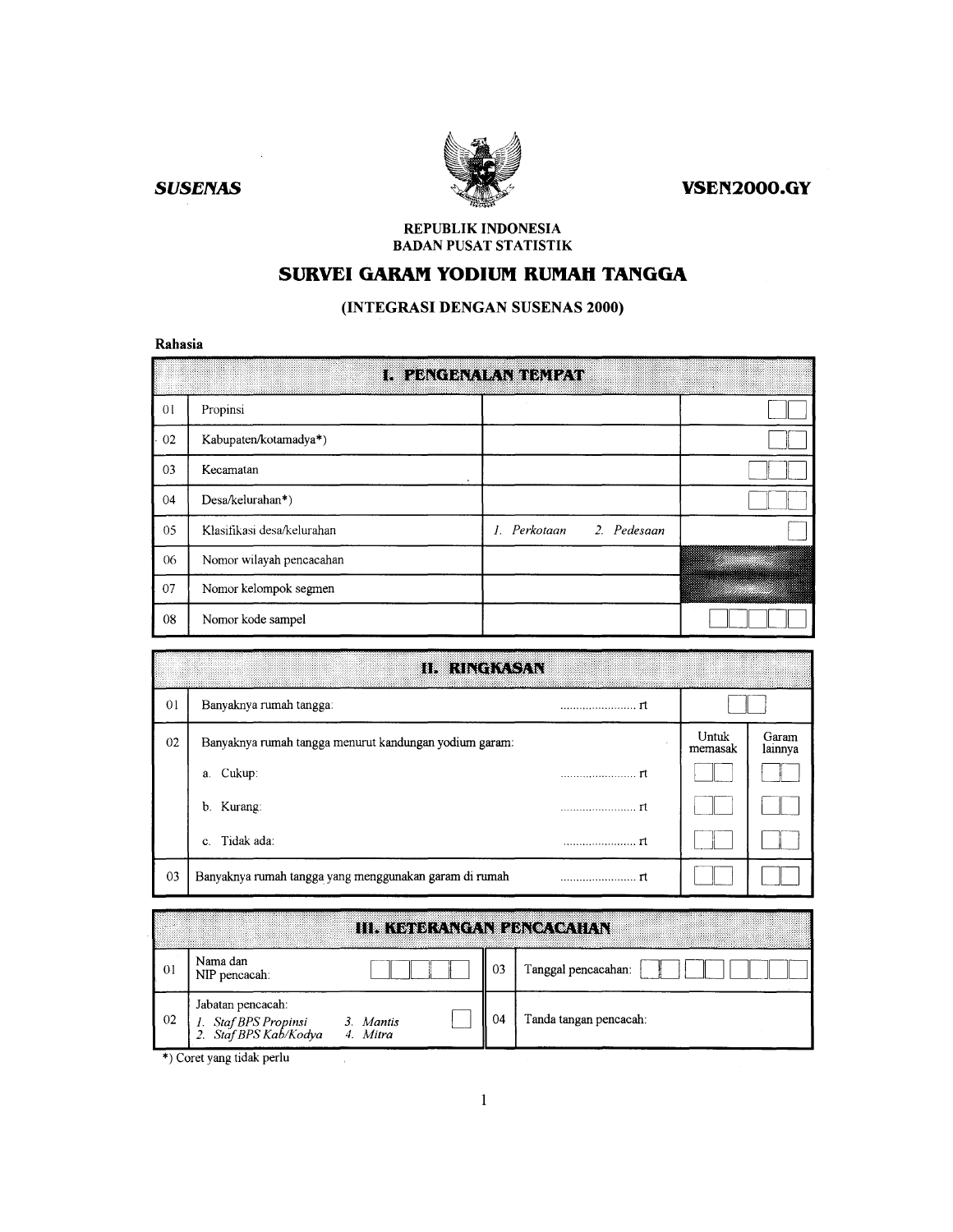**SUSENAS** **VSEN2000.GY**

REPUBLIK INDONESIA
BADAN PUSAT STATISTIK

# SURVEI GARAM YODIUM RUMAH TANGGA

## (INTEGRASI DENGAN SUSENAS 2000)

**Rahasia**

| I. PENGENALAN TEMPAT | | | |
|---|---|---|---|
| 01 | Propinsi | | ☐☐ |
| 02 | Kabupaten/kotamadya*) | | ☐☐ |
| 03 | Kecamatan | | ☐☐☐ |
| 04 | Desa/kelurahan*) | | ☐☐☐ |
| 05 | Klasifikasi desa/kelurahan | *1. Perkotaan 2. Pedesaan* | ☐ |
| 06 | Nomor wilayah pencacahan | | |
| 07 | Nomor kelompok segmen | | |
| 08 | Nomor kode sampel | | ☐☐☐☐☐ |

| II. RINGKASAN | | | |
|---|---|---|---|
| 01 | Banyaknya rumah tangga: ........................ rt | ☐☐ | |
| 02 | Banyaknya rumah tangga menurut kandungan yodium garam: | Untuk memasak | Garam lainnya |
| | a. Cukup: ........................ rt | ☐☐ | ☐☐ |
| | b. Kurang: ........................ rt | ☐☐ | ☐☐ |
| | c. Tidak ada: ........................ rt | ☐☐ | ☐☐ |
| 03 | Banyaknya rumah tangga yang menggunakan garam di rumah ........................ rt | ☐☐ | ☐☐ |

| III. KETERANGAN PENCACAHAN | | | |
|---|---|---|---|
| 01 | Nama dan NIP pencacah: ☐☐☐☐☐ | 03 | Tanggal pencacahan: ☐☐ ☐☐ ☐☐☐☐ |
| 02 | Jabatan pencacah: *1. Staf BPS Propinsi 2. Staf BPS Kab/Kodya 3. Mantis 4. Mitra* ☐ | 04 | Tanda tangan pencacah: |

*) Coret yang tidak perlu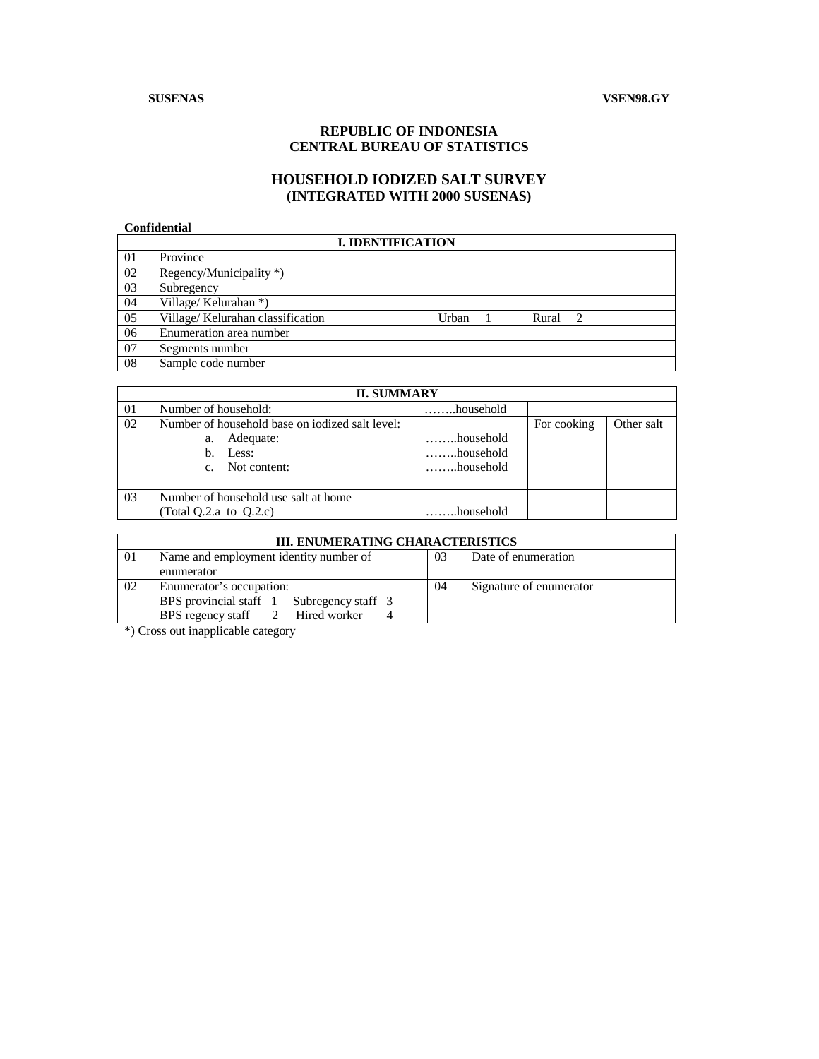**SUSENAS** **VSEN98.GY**

**REPUBLIC OF INDONESIA**
**CENTRAL BUREAU OF STATISTICS**

## HOUSEHOLD IODIZED SALT SURVEY
## (INTEGRATED WITH 2000 SUSENAS)

**Confidential**

| **I. IDENTIFICATION** | | |
|---|---|---|
| 01 | Province | |
| 02 | Regency/Municipality *) | |
| 03 | Subregency | |
| 04 | Village/ Kelurahan *) | |
| 05 | Village/ Kelurahan classification | Urban 1 Rural 2 |
| 06 | Enumeration area number | |
| 07 | Segments number | |
| 08 | Sample code number | |

| **II. SUMMARY** | | | | |
|---|---|---|---|---|
| 01 | Number of household: | ……..household | | |
| 02 | Number of household base on iodized salt level:<br>a. Adequate:<br>b. Less:<br>c. Not content: | <br>……..household<br>……..household<br>……..household | For cooking | Other salt |
| 03 | Number of household use salt at home<br>(Total Q.2.a to Q.2.c) | ……..household | | |

| **III. ENUMERATING CHARACTERISTICS** | | | |
|---|---|---|---|
| 01 | Name and employment identity number of enumerator | 03 | Date of enumeration |
| 02 | Enumerator's occupation:<br>BPS provincial staff 1 Subregency staff 3<br>BPS regency staff 2 Hired worker 4 | 04 | Signature of enumerator |

*) Cross out inapplicable category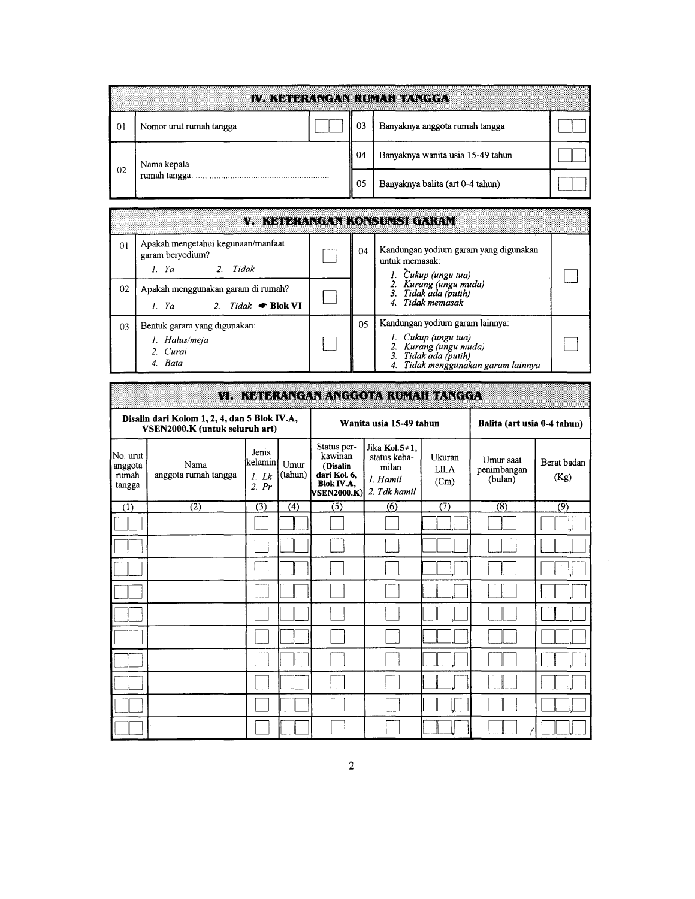## IV. KETERANGAN RUMAH TANGGA

| | | | | | |
|---|---|---|---|---|---|
| 01 | Nomor urut rumah tangga | ☐☐ | 03 | Banyaknya anggota rumah tangga | ☐☐ |
| 02 | Nama kepala rumah tangga: ......................................................... | | 04 | Banyaknya wanita usia 15-49 tahun | ☐☐ |
| | | | 05 | Banyaknya balita (art 0-4 tahun) | ☐☐ |

## V. KETERANGAN KONSUMSI GARAM

| | | | | | |
|---|---|---|---|---|---|
| 01 | Apakah mengetahui kegunaan/manfaat garam beryodium? *1. Ya* *2. Tidak* | ☐ | 04 | Kandungan yodium garam yang digunakan untuk memasak: *1. Cukup (ungu tua)* *2. Kurang (ungu muda)* *3. Tidak ada (putih)* *4. Tidak memasak* | ☐ |
| 02 | Apakah menggunakan garam di rumah? *1. Ya* *2. Tidak* ☛ **Blok VI** | ☐ | | | |
| 03 | Bentuk garam yang digunakan: *1. Halus/meja* *2. Curai* *4. Bata* | ☐ | 05 | Kandungan yodium garam lainnya: *1. Cukup (ungu tua)* *2. Kurang (ungu muda)* *3. Tidak ada (putih)* *4. Tidak menggunakan garam lainnya* | ☐ |

## VI. KETERANGAN ANGGOTA RUMAH TANGGA

| Disalin dari Kolom 1, 2, 4, dan 5 Blok IV.A, VSEN2000.K (untuk seluruh art) | | | | Wanita usia 15-49 tahun | | | Balita (art usia 0-4 tahun) | |
|---|---|---|---|---|---|---|---|---|
| No. urut anggota rumah tangga | Nama anggota rumah tangga | Jenis kelamin *1. Lk* *2. Pr* | Umur (tahun) | Status perkawinan **(Disalin dari Kol. 6, Blok IV.A, VSEN2000.K)** | Jika **Kol.5** ≠ **1**, status kehamilan *1. Hamil* *2. Tdk hamil* | Ukuran LILA (Cm) | Umur saat penimbangan (bulan) | Berat badan (Kg) |
| (1) | (2) | (3) | (4) | (5) | (6) | (7) | (8) | (9) |
| ☐☐ | | ☐ | ☐☐ | ☐ | ☐ | ☐☐,☐ | ☐☐ | ☐☐,☐ |
| ☐☐ | | ☐ | ☐☐ | ☐ | ☐ | ☐☐,☐ | ☐☐ | ☐☐,☐ |
| ☐☐ | | ☐ | ☐☐ | ☐ | ☐ | ☐☐,☐ | ☐☐ | ☐☐,☐ |
| ☐☐ | | ☐ | ☐☐ | ☐ | ☐ | ☐☐,☐ | ☐☐ | ☐☐,☐ |
| ☐☐ | | ☐ | ☐☐ | ☐ | ☐ | ☐☐,☐ | ☐☐ | ☐☐,☐ |
| ☐☐ | | ☐ | ☐☐ | ☐ | ☐ | ☐☐,☐ | ☐☐ | ☐☐,☐ |
| ☐☐ | | ☐ | ☐☐ | ☐ | ☐ | ☐☐,☐ | ☐☐ | ☐☐,☐ |
| ☐☐ | | ☐ | ☐☐ | ☐ | ☐ | ☐☐,☐ | ☐☐ | ☐☐,☐ |
| ☐☐ | | ☐ | ☐☐ | ☐ | ☐ | ☐☐,☐ | ☐☐ | ☐☐,☐ |
| ☐☐ | | ☐ | ☐☐ | ☐ | ☐ | ☐☐,☐ | ☐☐ | ☐☐,☐ |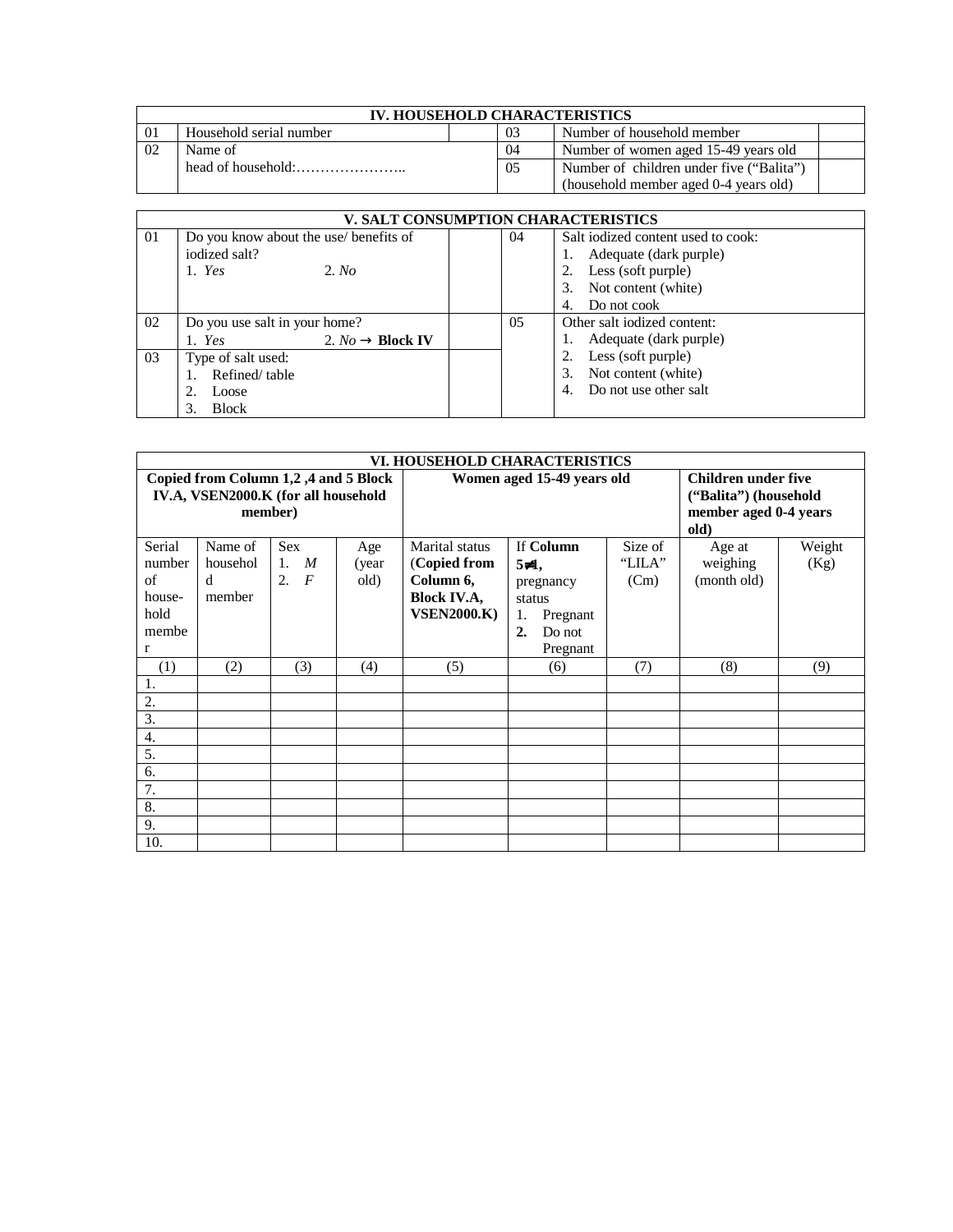| IV. HOUSEHOLD CHARACTERISTICS | | | | | |
|---|---|---|---|---|---|
| 01 | Household serial number | | 03 | Number of household member | |
| 02 | Name of head of household:………………….. | | 04 | Number of women aged 15-49 years old | |
| | | | 05 | Number of children under five ("Balita") (household member aged 0-4 years old) | |

| V. SALT CONSUMPTION CHARACTERISTICS | | | | |
|---|---|---|---|---|
| 01 | Do you know about the use/ benefits of iodized salt?<br>1. *Yes* 2. *No* | | 04 | Salt iodized content used to cook:<br>1. Adequate (dark purple)<br>2. Less (soft purple)<br>3. Not content (white)<br>4. Do not cook |
| 02 | Do you use salt in your home?<br>1. *Yes* 2. *No* → **Block IV** | | 05 | Other salt iodized content:<br>1. Adequate (dark purple)<br>2. Less (soft purple)<br>3. Not content (white)<br>4. Do not use other salt |
| 03 | Type of salt used:<br>1. Refined/ table<br>2. Loose<br>3. Block | | | |

| VI. HOUSEHOLD CHARACTERISTICS | | | | | | | | |
|---|---|---|---|---|---|---|---|---|
| **Copied from Column 1,2 ,4 and 5 Block IV.A, VSEN2000.K (for all household member)** | | | | **Women aged 15-49 years old** | | | **Children under five ("Balita") (household member aged 0-4 years old)** | |
| Serial number of house-hold member | Name of household member | Sex<br>1. *M*<br>2. *F* | Age (year old) | Marital status (**Copied from Column 6, Block IV.A, VSEN2000.K)** | If **Column 5≠1**, pregnancy status<br>1. Pregnant<br>**2.** Do not Pregnant | Size of "LILA" (Cm) | Age at weighing (month old) | Weight (Kg) |
| (1) | (2) | (3) | (4) | (5) | (6) | (7) | (8) | (9) |
| 1. | | | | | | | | |
| 2. | | | | | | | | |
| 3. | | | | | | | | |
| 4. | | | | | | | | |
| 5. | | | | | | | | |
| 6. | | | | | | | | |
| 7. | | | | | | | | |
| 8. | | | | | | | | |
| 9. | | | | | | | | |
| 10. | | | | | | | | |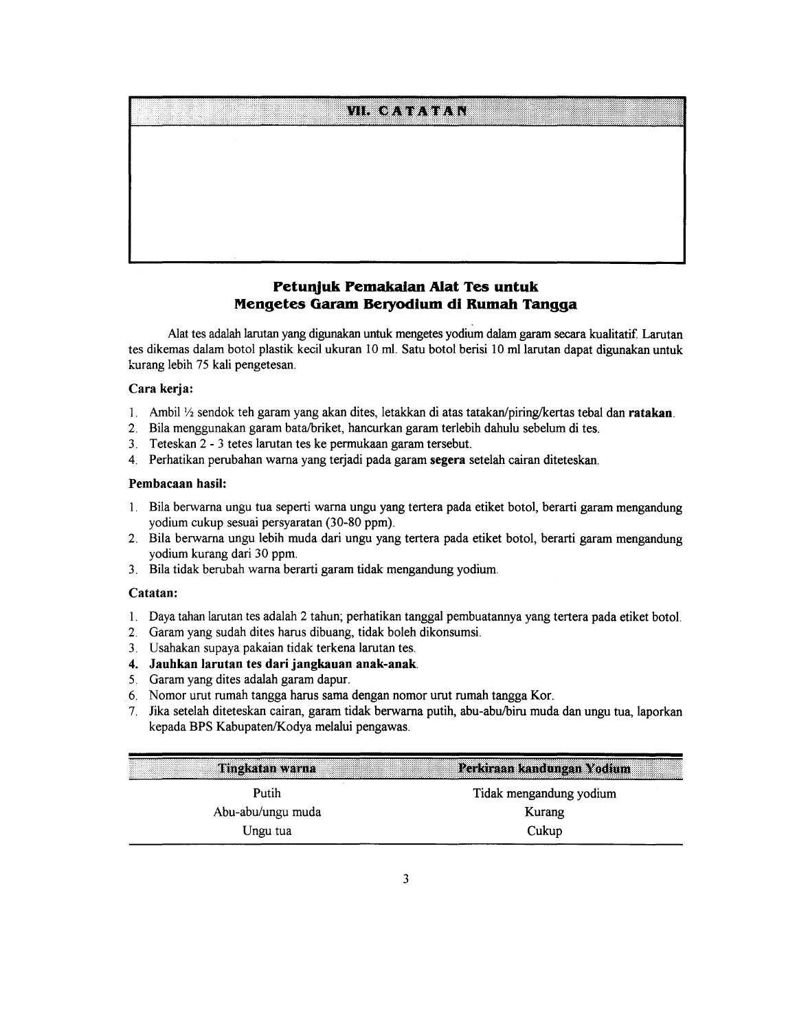## VII. CATATAN

## Petunjuk Pemakaian Alat Tes untuk Mengetes Garam Beryodium di Rumah Tangga

Alat tes adalah larutan yang digunakan untuk mengetes yodium dalam garam secara kualitatif. Larutan tes dikemas dalam botol plastik kecil ukuran 10 ml. Satu botol berisi 10 ml larutan dapat digunakan untuk kurang lebih 75 kali pengetesan.

**Cara kerja:**

1. Ambil ½ sendok teh garam yang akan dites, letakkan di atas tatakan/piring/kertas tebal dan **ratakan**.
2. Bila menggunakan garam bata/briket, hancurkan garam terlebih dahulu sebelum di tes.
3. Teteskan 2 - 3 tetes larutan tes ke permukaan garam tersebut.
4. Perhatikan perubahan warna yang terjadi pada garam **segera** setelah cairan diteteskan.

**Pembacaan hasil:**

1. Bila berwarna ungu tua seperti warna ungu yang tertera pada etiket botol, berarti garam mengandung yodium cukup sesuai persyaratan (30-80 ppm).
2. Bila berwarna ungu lebih muda dari ungu yang tertera pada etiket botol, berarti garam mengandung yodium kurang dari 30 ppm.
3. Bila tidak berubah warna berarti garam tidak mengandung yodium.

**Catatan:**

1. Daya tahan larutan tes adalah 2 tahun; perhatikan tanggal pembuatannya yang tertera pada etiket botol.
2. Garam yang sudah dites harus dibuang, tidak boleh dikonsumsi.
3. Usahakan supaya pakaian tidak terkena larutan tes.
4. **Jauhkan larutan tes dari jangkauan anak-anak.**
5. Garam yang dites adalah garam dapur.
6. Nomor urut rumah tangga harus sama dengan nomor urut rumah tangga Kor.
7. Jika setelah diteteskan cairan, garam tidak berwarna putih, abu-abu/biru muda dan ungu tua, laporkan kepada BPS Kabupaten/Kodya melalui pengawas.

| Tingkatan warna | Perkiraan kandungan Yodium |
|---|---|
| Putih | Tidak mengandung yodium |
| Abu-abu/ungu muda | Kurang |
| Ungu tua | Cukup |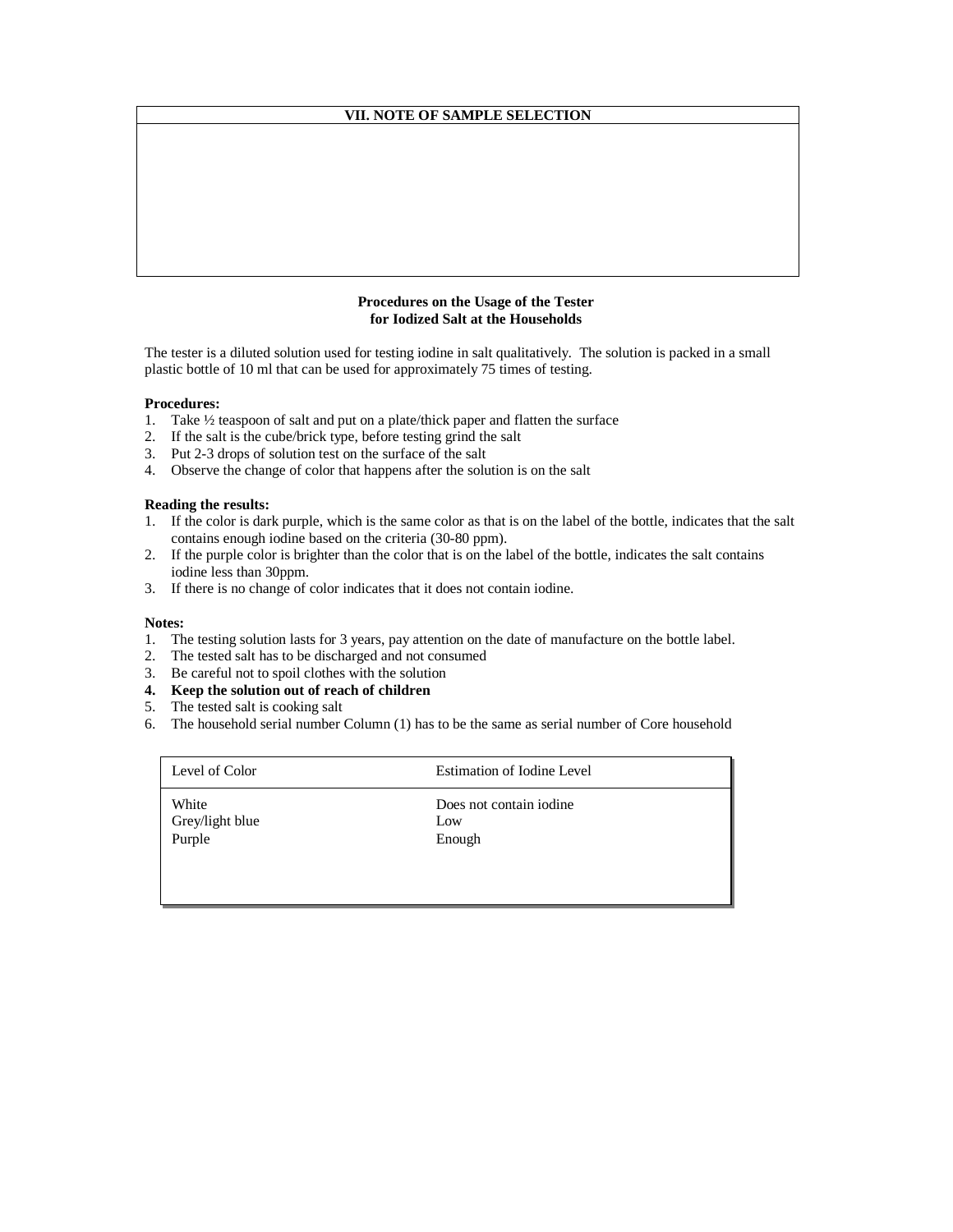| VII. NOTE OF SAMPLE SELECTION |
| --- |
| |

**Procedures on the Usage of the Tester for Iodized Salt at the Households**

The tester is a diluted solution used for testing iodine in salt qualitatively. The solution is packed in a small plastic bottle of 10 ml that can be used for approximately 75 times of testing.

**Procedures:**

1. Take ½ teaspoon of salt and put on a plate/thick paper and flatten the surface
2. If the salt is the cube/brick type, before testing grind the salt
3. Put 2-3 drops of solution test on the surface of the salt
4. Observe the change of color that happens after the solution is on the salt

**Reading the results:**

1. If the color is dark purple, which is the same color as that is on the label of the bottle, indicates that the salt contains enough iodine based on the criteria (30-80 ppm).
2. If the purple color is brighter than the color that is on the label of the bottle, indicates the salt contains iodine less than 30ppm.
3. If there is no change of color indicates that it does not contain iodine.

**Notes:**

1. The testing solution lasts for 3 years, pay attention on the date of manufacture on the bottle label.
2. The tested salt has to be discharged and not consumed
3. Be careful not to spoil clothes with the solution
4. **Keep the solution out of reach of children**
5. The tested salt is cooking salt
6. The household serial number Column (1) has to be the same as serial number of Core household

| Level of Color | Estimation of Iodine Level |
| --- | --- |
| White | Does not contain iodine |
| Grey/light blue | Low |
| Purple | Enough |